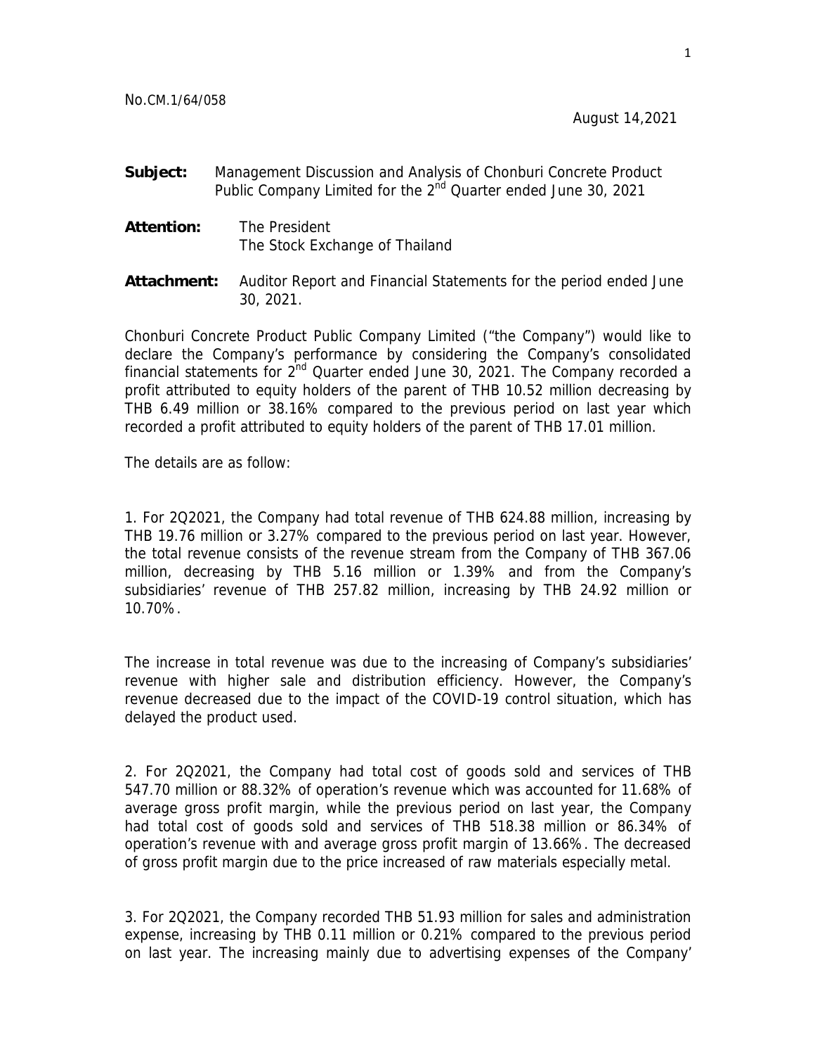No.CM.1/64/058

August 14,2021

**Subject:** Management Discussion and Analysis of Chonburi Concrete Product Public Company Limited for the 2nd Quarter ended June 30, 2021

**Attention:** The President
The Stock Exchange of Thailand

**Attachment:** Auditor Report and Financial Statements for the period ended June 30, 2021.

Chonburi Concrete Product Public Company Limited ("the Company") would like to declare the Company's performance by considering the Company's consolidated financial statements for 2nd Quarter ended June 30, 2021. The Company recorded a profit attributed to equity holders of the parent of THB 10.52 million decreasing by THB 6.49 million or 38.16% compared to the previous period on last year which recorded a profit attributed to equity holders of the parent of THB 17.01 million.

The details are as follow:

1. For 2Q2021, the Company had total revenue of THB 624.88 million, increasing by THB 19.76 million or 3.27% compared to the previous period on last year. However, the total revenue consists of the revenue stream from the Company of THB 367.06 million, decreasing by THB 5.16 million or 1.39% and from the Company's subsidiaries' revenue of THB 257.82 million, increasing by THB 24.92 million or 10.70%.

The increase in total revenue was due to the increasing of Company's subsidiaries' revenue with higher sale and distribution efficiency. However, the Company's revenue decreased due to the impact of the COVID-19 control situation, which has delayed the product used.

2. For 2Q2021, the Company had total cost of goods sold and services of THB 547.70 million or 88.32% of operation's revenue which was accounted for 11.68% of average gross profit margin, while the previous period on last year, the Company had total cost of goods sold and services of THB 518.38 million or 86.34% of operation's revenue with and average gross profit margin of 13.66%. The decreased of gross profit margin due to the price increased of raw materials especially metal.

3. For 2Q2021, the Company recorded THB 51.93 million for sales and administration expense, increasing by THB 0.11 million or 0.21% compared to the previous period on last year. The increasing mainly due to advertising expenses of the Company'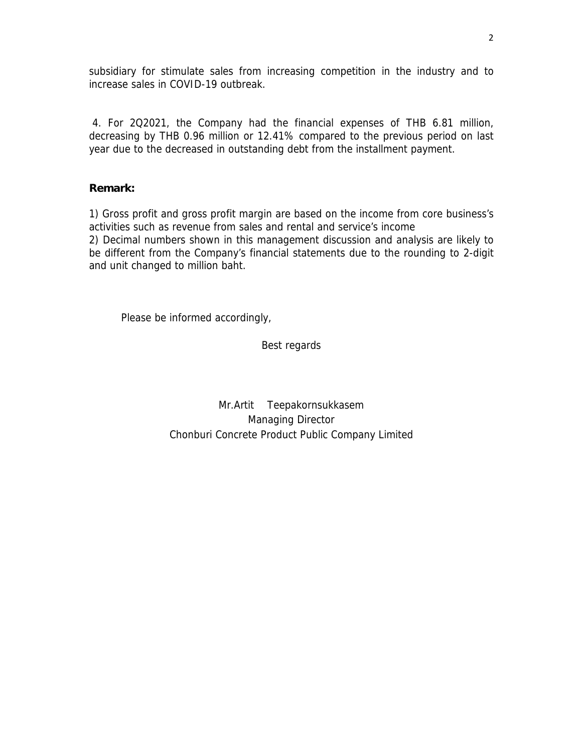subsidiary for stimulate sales from increasing competition in the industry and to increase sales in COVID-19 outbreak.

4. For 2Q2021, the Company had the financial expenses of THB 6.81 million, decreasing by THB 0.96 million or 12.41% compared to the previous period on last year due to the decreased in outstanding debt from the installment payment.

**Remark:**

1) Gross profit and gross profit margin are based on the income from core business's activities such as revenue from sales and rental and service's income
2) Decimal numbers shown in this management discussion and analysis are likely to be different from the Company's financial statements due to the rounding to 2-digit and unit changed to million baht.

Please be informed accordingly,

Best regards

Mr.Artit Teepakornsukkasem
Managing Director
Chonburi Concrete Product Public Company Limited